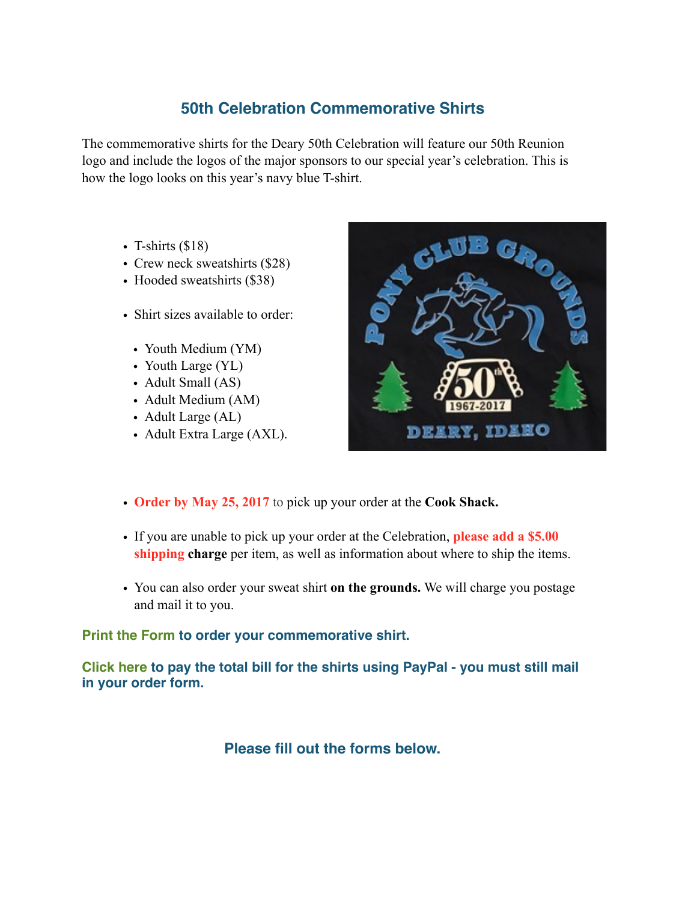## 50th Celebration Commemorative Shirts

The commemorative shirts for the Deary 50th Celebration will feature our 50th Reunion logo and include the logos of the major sponsors to our special year's celebration. This is how the logo looks on this year's navy blue T-shirt.

- T-shirts ($18)
- Crew neck sweatshirts ($28)
- Hooded sweatshirts ($38)

- Shirt sizes available to order:
  - Youth Medium (YM)
  - Youth Large (YL)
  - Adult Small (AS)
  - Adult Medium (AM)
  - Adult Large (AL)
  - Adult Extra Large (AXL).

- **Order by May 25, 2017** to pick up your order at the **Cook Shack.**

- If you are unable to pick up your order at the Celebration, **please add a $5.00 shipping charge** per item, as well as information about where to ship the items.

- You can also order your sweat shirt **on the grounds.** We will charge you postage and mail it to you.

**Print the Form to order your commemorative shirt.**

**Click here to pay the total bill for the shirts using PayPal - you must still mail in your order form.**

**Please fill out the forms below.**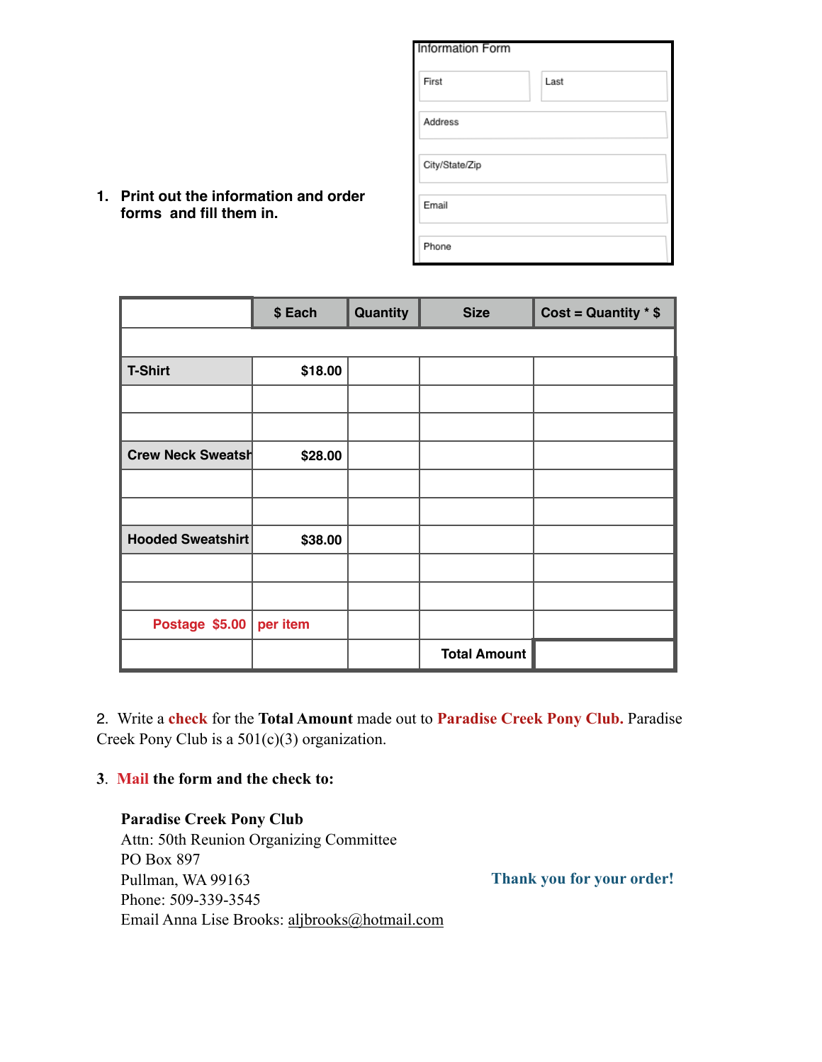1. **Print out the information and order forms and fill them in.**

**Information Form**

| | |
|---|---|
| First | Last |
| Address | |
| City/State/Zip | |
| Email | |
| Phone | |

| | $ Each | Quantity | Size | Cost = Quantity * $ |
|---|---|---|---|---|
| | | | | |
| **T-Shirt** | **$18.00** | | | |
| | | | | |
| | | | | |
| **Crew Neck Sweatsh** | **$28.00** | | | |
| | | | | |
| | | | | |
| **Hooded Sweatshirt** | **$38.00** | | | |
| | | | | |
| | | | | |
| **Postage $5.00** | **per item** | | | |
| | | | **Total Amount** | |

2. Write a **check** for the **Total Amount** made out to **Paradise Creek Pony Club.** Paradise Creek Pony Club is a 501(c)(3) organization.

3. **Mail the form and the check to:**

**Paradise Creek Pony Club**
Attn: 50th Reunion Organizing Committee
PO Box 897
Pullman, WA 99163
Phone: 509-339-3545
Email Anna Lise Brooks: aljbrooks@hotmail.com

**Thank you for your order!**